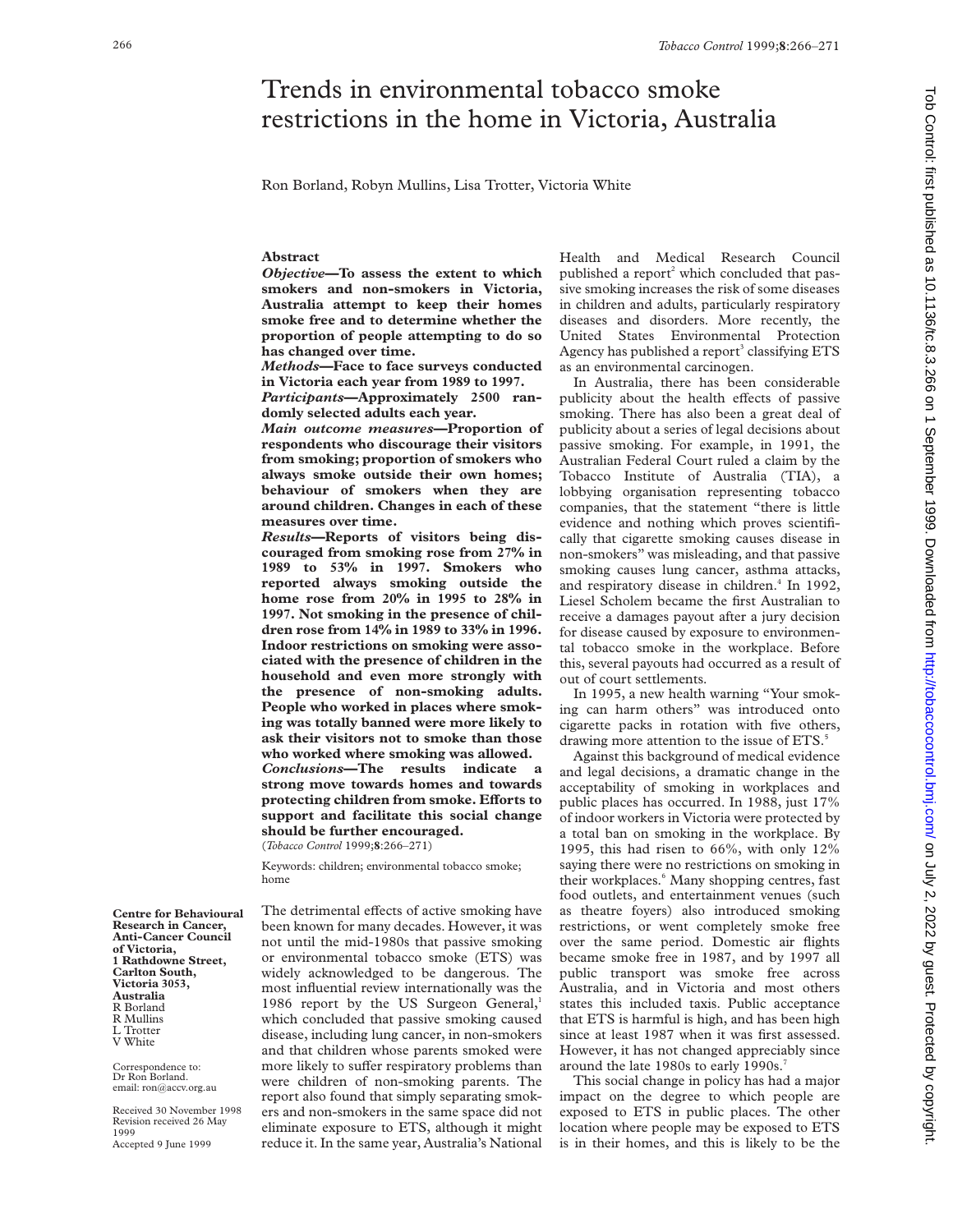# Trends in environmental tobacco smoke restrictions in the home in Victoria, Australia

Ron Borland, Robyn Mullins, Lisa Trotter, Victoria White

## Abstract

***Objective*—To assess the extent to which smokers and non-smokers in Victoria, Australia attempt to keep their homes smoke free and to determine whether the proportion of people attempting to do so has changed over time.**

***Methods*—Face to face surveys conducted in Victoria each year from 1989 to 1997.**

***Participants*—Approximately 2500 randomly selected adults each year.**

***Main outcome measures*—Proportion of respondents who discourage their visitors from smoking; proportion of smokers who always smoke outside their own homes; behaviour of smokers when they are around children. Changes in each of these measures over time.**

***Results*—Reports of visitors being discouraged from smoking rose from 27% in 1989 to 53% in 1997. Smokers who reported always smoking outside the home rose from 20% in 1995 to 28% in 1997. Not smoking in the presence of children rose from 14% in 1989 to 33% in 1996. Indoor restrictions on smoking were associated with the presence of children in the household and even more strongly with the presence of non-smoking adults. People who worked in places where smoking was totally banned were more likely to ask their visitors not to smoke than those who worked where smoking was allowed.**

***Conclusions*—The results indicate a strong move towards homes and towards protecting children from smoke. Efforts to support and facilitate this social change should be further encouraged.**

(*Tobacco Control* 1999;**8**:266–271)

Keywords: children; environmental tobacco smoke; home

**Centre for Behavioural Research in Cancer, Anti-Cancer Council of Victoria, 1 Rathdowne Street, Carlton South, Victoria 3053, Australia**
R Borland
R Mullins
L Trotter
V White

Correspondence to: Dr Ron Borland. email: ron@accv.org.au

Received 30 November 1998
Revision received 26 May 1999
Accepted 9 June 1999

The detrimental effects of active smoking have been known for many decades. However, it was not until the mid-1980s that passive smoking or environmental tobacco smoke (ETS) was widely acknowledged to be dangerous. The most influential review internationally was the 1986 report by the US Surgeon General,[1] which concluded that passive smoking caused disease, including lung cancer, in non-smokers and that children whose parents smoked were more likely to suffer respiratory problems than were children of non-smoking parents. The report also found that simply separating smokers and non-smokers in the same space did not eliminate exposure to ETS, although it might reduce it. In the same year, Australia's National Health and Medical Research Council published a report[2] which concluded that passive smoking increases the risk of some diseases in children and adults, particularly respiratory diseases and disorders. More recently, the United States Environmental Protection Agency has published a report[3] classifying ETS as an environmental carcinogen.

In Australia, there has been considerable publicity about the health effects of passive smoking. There has also been a great deal of publicity about a series of legal decisions about passive smoking. For example, in 1991, the Australian Federal Court ruled a claim by the Tobacco Institute of Australia (TIA), a lobbying organisation representing tobacco companies, that the statement "there is little evidence and nothing which proves scientifically that cigarette smoking causes disease in non-smokers" was misleading, and that passive smoking causes lung cancer, asthma attacks, and respiratory disease in children.[4] In 1992, Liesel Scholem became the first Australian to receive a damages payout after a jury decision for disease caused by exposure to environmental tobacco smoke in the workplace. Before this, several payouts had occurred as a result of out of court settlements.

In 1995, a new health warning "Your smoking can harm others" was introduced onto cigarette packs in rotation with five others, drawing more attention to the issue of ETS.[5]

Against this background of medical evidence and legal decisions, a dramatic change in the acceptability of smoking in workplaces and public places has occurred. In 1988, just 17% of indoor workers in Victoria were protected by a total ban on smoking in the workplace. By 1995, this had risen to 66%, with only 12% saying there were no restrictions on smoking in their workplaces.[6] Many shopping centres, fast food outlets, and entertainment venues (such as theatre foyers) also introduced smoking restrictions, or went completely smoke free over the same period. Domestic air flights became smoke free in 1987, and by 1997 all public transport was smoke free across Australia, and in Victoria and most others states this included taxis. Public acceptance that ETS is harmful is high, and has been high since at least 1987 when it was first assessed. However, it has not changed appreciably since around the late 1980s to early 1990s.[7]

This social change in policy has had a major impact on the degree to which people are exposed to ETS in public places. The other location where people may be exposed to ETS is in their homes, and this is likely to be the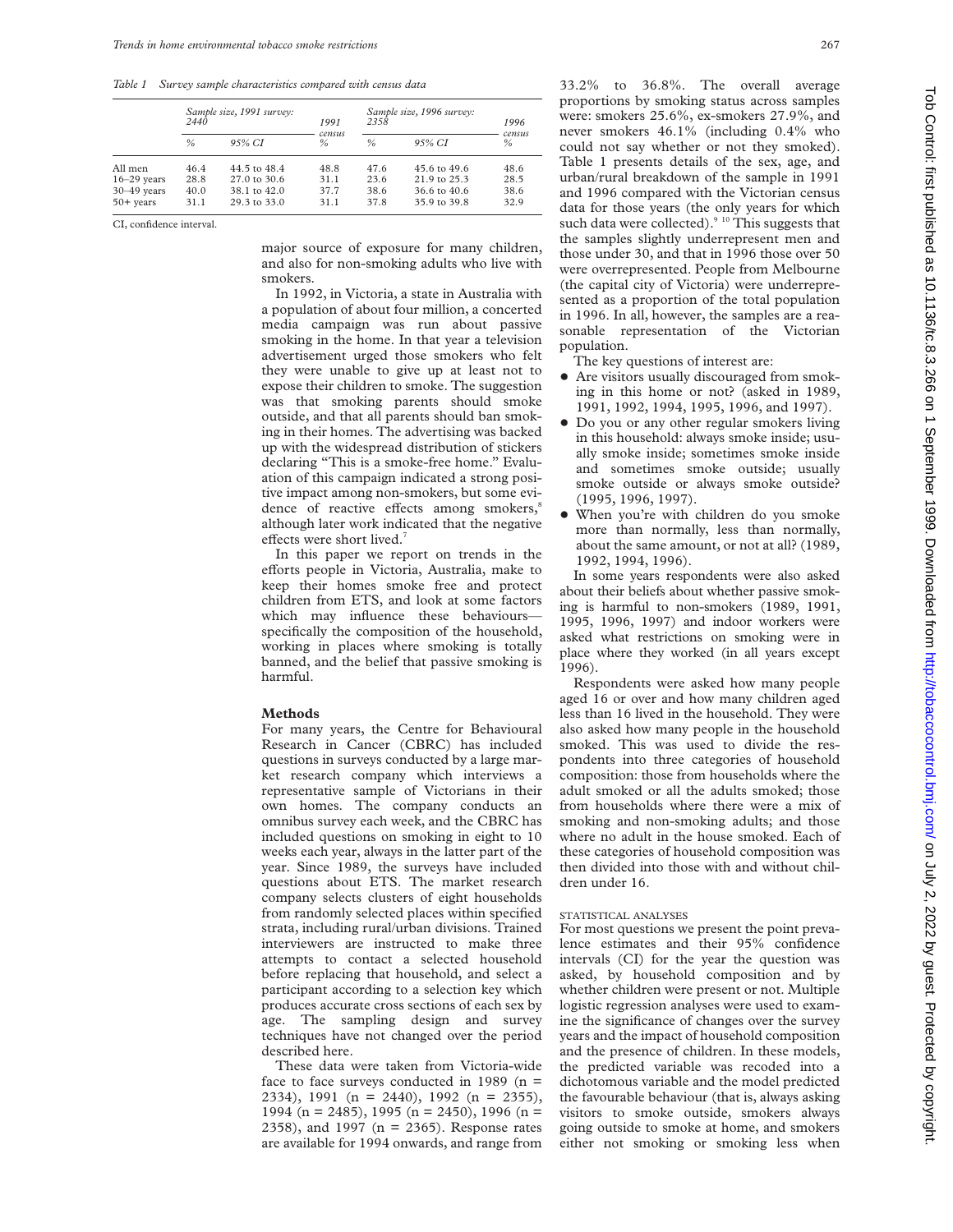*Table 1 Survey sample characteristics compared with census data*

| | Sample size, 1991 survey: 2440 | | 1991 census | Sample size, 1996 survey: 2358 | | 1996 census |
|---|---|---|---|---|---|---|
| | % | 95% CI | % | % | 95% CI | % |
| All men | 46.4 | 44.5 to 48.4 | 48.8 | 47.6 | 45.6 to 49.6 | 48.6 |
| 16–29 years | 28.8 | 27.0 to 30.6 | 31.1 | 23.6 | 21.9 to 25.3 | 28.5 |
| 30–49 years | 40.0 | 38.1 to 42.0 | 37.7 | 38.6 | 36.6 to 40.6 | 38.6 |
| 50+ years | 31.1 | 29.3 to 33.0 | 31.1 | 37.8 | 35.9 to 39.8 | 32.9 |

CI, confidence interval.

major source of exposure for many children, and also for non-smoking adults who live with smokers.

In 1992, in Victoria, a state in Australia with a population of about four million, a concerted media campaign was run about passive smoking in the home. In that year a television advertisement urged those smokers who felt they were unable to give up at least not to expose their children to smoke. The suggestion was that smoking parents should smoke outside, and that all parents should ban smoking in their homes. The advertising was backed up with the widespread distribution of stickers declaring "This is a smoke-free home." Evaluation of this campaign indicated a strong positive impact among non-smokers, but some evidence of reactive effects among smokers,[8] although later work indicated that the negative effects were short lived.[7]

In this paper we report on trends in the efforts people in Victoria, Australia, make to keep their homes smoke free and protect children from ETS, and look at some factors which may influence these behaviours—specifically the composition of the household, working in places where smoking is totally banned, and the belief that passive smoking is harmful.

## Methods

For many years, the Centre for Behavioural Research in Cancer (CBRC) has included questions in surveys conducted by a large market research company which interviews a representative sample of Victorians in their own homes. The company conducts an omnibus survey each week, and the CBRC has included questions on smoking in eight to 10 weeks each year, always in the latter part of the year. Since 1989, the surveys have included questions about ETS. The market research company selects clusters of eight households from randomly selected places within specified strata, including rural/urban divisions. Trained interviewers are instructed to make three attempts to contact a selected household before replacing that household, and select a participant according to a selection key which produces accurate cross sections of each sex by age. The sampling design and survey techniques have not changed over the period described here.

These data were taken from Victoria-wide face to face surveys conducted in 1989 (n = 2334), 1991 (n = 2440), 1992 (n = 2355), 1994 (n = 2485), 1995 (n = 2450), 1996 (n = 2358), and 1997 (n = 2365). Response rates are available for 1994 onwards, and range from 33.2% to 36.8%. The overall average proportions by smoking status across samples were: smokers 25.6%, ex-smokers 27.9%, and never smokers 46.1% (including 0.4% who could not say whether or not they smoked). Table 1 presents details of the sex, age, and urban/rural breakdown of the sample in 1991 and 1996 compared with the Victorian census data for those years (the only years for which such data were collected).[9,10] This suggests that the samples slightly underrepresent men and those under 30, and that in 1996 those over 50 were overrepresented. People from Melbourne (the capital city of Victoria) were underrepresented as a proportion of the total population in 1996. In all, however, the samples are a reasonable representation of the Victorian population.

The key questions of interest are:

- Are visitors usually discouraged from smoking in this home or not? (asked in 1989, 1991, 1992, 1994, 1995, 1996, and 1997).
- Do you or any other regular smokers living in this household: always smoke inside; usually smoke inside; sometimes smoke inside and sometimes smoke outside; usually smoke outside or always smoke outside? (1995, 1996, 1997).
- When you're with children do you smoke more than normally, less than normally, about the same amount, or not at all? (1989, 1992, 1994, 1996).

In some years respondents were also asked about their beliefs about whether passive smoking is harmful to non-smokers (1989, 1991, 1995, 1996, 1997) and indoor workers were asked what restrictions on smoking were in place where they worked (in all years except 1996).

Respondents were asked how many people aged 16 or over and how many children aged less than 16 lived in the household. They were also asked how many people in the household smoked. This was used to divide the respondents into three categories of household composition: those from households where the adult smoked or all the adults smoked; those from households where there were a mix of smoking and non-smoking adults; and those where no adult in the house smoked. Each of these categories of household composition was then divided into those with and without children under 16.

### STATISTICAL ANALYSES

For most questions we present the point prevalence estimates and their 95% confidence intervals (CI) for the year the question was asked, by household composition and by whether children were present or not. Multiple logistic regression analyses were used to examine the significance of changes over the survey years and the impact of household composition and the presence of children. In these models, the predicted variable was recoded into a dichotomous variable and the model predicted the favourable behaviour (that is, always asking visitors to smoke outside, smokers always going outside to smoke at home, and smokers either not smoking or smoking less when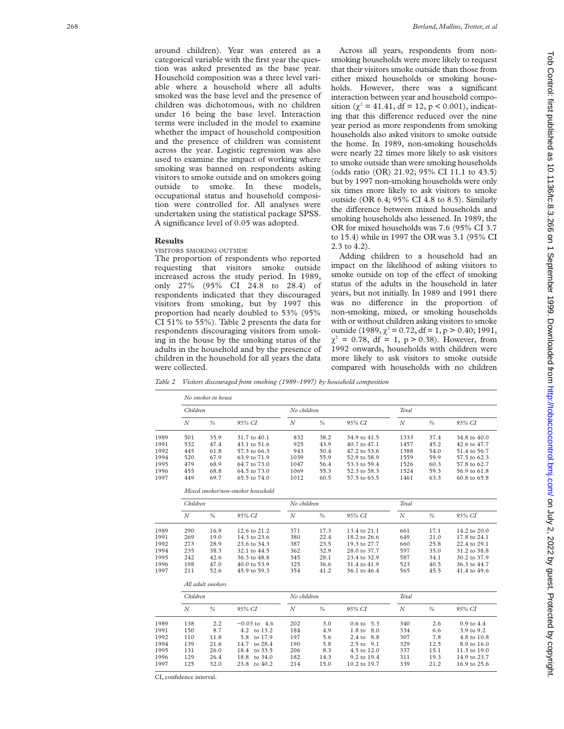around children). Year was entered as a categorical variable with the first year the question was asked presented as the base year. Household composition was a three level variable where a household where all adults smoked was the base level and the presence of children was dichotomous, with no children under 16 being the base level. Interaction terms were included in the model to examine whether the impact of household composition and the presence of children was consistent across the year. Logistic regression was also used to examine the impact of working where smoking was banned on respondents asking visitors to smoke outside and on smokers going outside to smoke. In these models, occupational status and household composition were controlled for. All analyses were undertaken using the statistical package SPSS. A significance level of 0.05 was adopted.

## Results

### VISITORS SMOKING OUTSIDE

The proportion of respondents who reported requesting that visitors smoke outside increased across the study period. In 1989, only 27% (95% CI 24.8 to 28.4) of respondents indicated that they discouraged visitors from smoking, but by 1997 this proportion had nearly doubled to 53% (95% CI 51% to 55%). Table 2 presents the data for respondents discouraging visitors from smoking in the house by the smoking status of the adults in the household and by the presence of children in the household for all years the data were collected.

Across all years, respondents from non-smoking households were more likely to request that their visitors smoke outside than those from either mixed households or smoking households. However, there was a significant interaction between year and household composition ($\chi^2 = 41.41$, df = 12, $p < 0.001$), indicating that this difference reduced over the nine year period as more respondents from smoking households also asked visitors to smoke outside the home. In 1989, non-smoking households were nearly 22 times more likely to ask visitors to smoke outside than were smoking households (odds ratio (OR) 21.92; 95% CI 11.1 to 43.5) but by 1997 non-smoking households were only six times more likely to ask visitors to smoke outside (OR 6.4; 95% CI 4.8 to 8.5). Similarly the difference between mixed households and smoking households also lessened. In 1989, the OR for mixed households was 7.6 (95% CI 3.7 to 15.4) while in 1997 the OR was 3.1 (95% CI 2.3 to 4.2).

Adding children to a household had an impact on the likelihood of asking visitors to smoke outside on top of the effect of smoking status of the adults in the household in later years, but not initially. In 1989 and 1991 there was no difference in the proportion of non-smoking, mixed, or smoking households with or without children asking visitors to smoke outside (1989, $\chi^2 = 0.72$, df = 1, $p > 0.40$; 1991, $\chi^2 = 0.78$, df = 1, $p > 0.38$). However, from 1992 onwards, households with children were more likely to ask visitors to smoke outside compared with households with no children

*Table 2 Visitors discouraged from smoking (1989–1997) by household composition*

| | *No smoker in house* | | | | | | | | |
|---|---|---|---|---|---|---|---|---|---|
| | *Children* | | | *No children* | | | *Total* | | |
| | *N* | *%* | *95% CI* | *N* | *%* | *95% CI* | *N* | *%* | *95% CI* |
| 1989 | 501 | 35.9 | 31.7 to 40.1 | 832 | 38.2 | 34.9 to 41.5 | 1333 | 37.4 | 34.8 to 40.0 |
| 1991 | 532 | 47.4 | 43.1 to 51.6 | 925 | 43.9 | 40.7 to 47.1 | 1457 | 45.2 | 42.6 to 47.7 |
| 1992 | 445 | 61.8 | 57.3 to 66.3 | 943 | 50.4 | 47.2 to 53.6 | 1388 | 54.0 | 51.4 to 56.7 |
| 1994 | 520 | 67.9 | 63.9 to 71.9 | 1039 | 55.9 | 52.9 to 58.9 | 1559 | 59.9 | 57.5 to 62.3 |
| 1995 | 479 | 68.9 | 64.7 to 73.0 | 1047 | 56.4 | 53.3 to 59.4 | 1526 | 60.3 | 57.8 to 62.7 |
| 1996 | 455 | 68.8 | 64.5 to 73.0 | 1069 | 55.3 | 52.3 to 58.3 | 1524 | 59.3 | 56.9 to 61.8 |
| 1997 | 449 | 69.7 | 65.5 to 74.0 | 1012 | 60.5 | 57.5 to 63.5 | 1461 | 63.3 | 60.8 to 65.8 |
| | *Mixed smoker/non-smoker household* | | | | | | | | |
| | *Children* | | | *No children* | | | *Total* | | |
| | *N* | *%* | *95% CI* | *N* | *%* | *95% CI* | *N* | *%* | *95% CI* |
| 1989 | 290 | 16.9 | 12.6 to 21.2 | 371 | 17.3 | 13.4 to 21.1 | 661 | 17.1 | 14.2 to 20.0 |
| 1991 | 269 | 19.0 | 14.3 to 23.6 | 380 | 22.4 | 18.2 to 26.6 | 649 | 21.0 | 17.8 to 24.1 |
| 1992 | 273 | 28.9 | 23.6 to 34.3 | 387 | 23.5 | 19.3 to 27.7 | 660 | 25.8 | 22.4 to 29.1 |
| 1994 | 235 | 38.3 | 32.1 to 44.5 | 362 | 32.9 | 28.0 to 37.7 | 597 | 35.0 | 31.2 to 38.8 |
| 1995 | 242 | 42.6 | 36.3 to 48.8 | 345 | 28.1 | 23.4 to 32.9 | 587 | 34.1 | 30.2 to 37.9 |
| 1996 | 198 | 47.0 | 40.0 to 53.9 | 325 | 36.6 | 31.4 to 41.9 | 523 | 40.5 | 36.3 to 44.7 |
| 1997 | 211 | 52.6 | 45.9 to 59.3 | 354 | 41.2 | 36.1 to 46.4 | 565 | 45.5 | 41.4 to 49.6 |
| | *All adult smokers* | | | | | | | | |
| | *Children* | | | *No children* | | | *Total* | | |
| | *N* | *%* | *95% CI* | *N* | *%* | *95% CI* | *N* | *%* | *95% CI* |
| 1989 | 138 | 2.2 | −0.03 to 4.6 | 202 | 3.0 | 0.6 to 5.3 | 340 | 2.6 | 0.9 to 4.4 |
| 1991 | 150 | 8.7 | 4.2 to 13.2 | 184 | 4.9 | 1.8 to 8.0 | 334 | 6.6 | 3.9 to 9.2 |
| 1992 | 110 | 11.8 | 5.8 to 17.9 | 197 | 5.6 | 2.4 to 8.8 | 307 | 7.8 | 4.8 to 10.8 |
| 1994 | 139 | 21.6 | 14.7 to 28.4 | 190 | 5.8 | 2.5 to 9.1 | 329 | 12.5 | 8.9 to 16.0 |
| 1995 | 131 | 26.0 | 18.4 to 33.5 | 206 | 8.3 | 4.5 to 12.0 | 337 | 15.1 | 11.3 to 19.0 |
| 1996 | 129 | 26.4 | 18.8 to 34.0 | 182 | 14.3 | 9.2 to 19.4 | 311 | 19.3 | 14.9 to 23.7 |
| 1997 | 125 | 32.0 | 23.8 to 40.2 | 214 | 15.0 | 10.2 to 19.7 | 339 | 21.2 | 16.9 to 25.6 |

CI, confidence interval.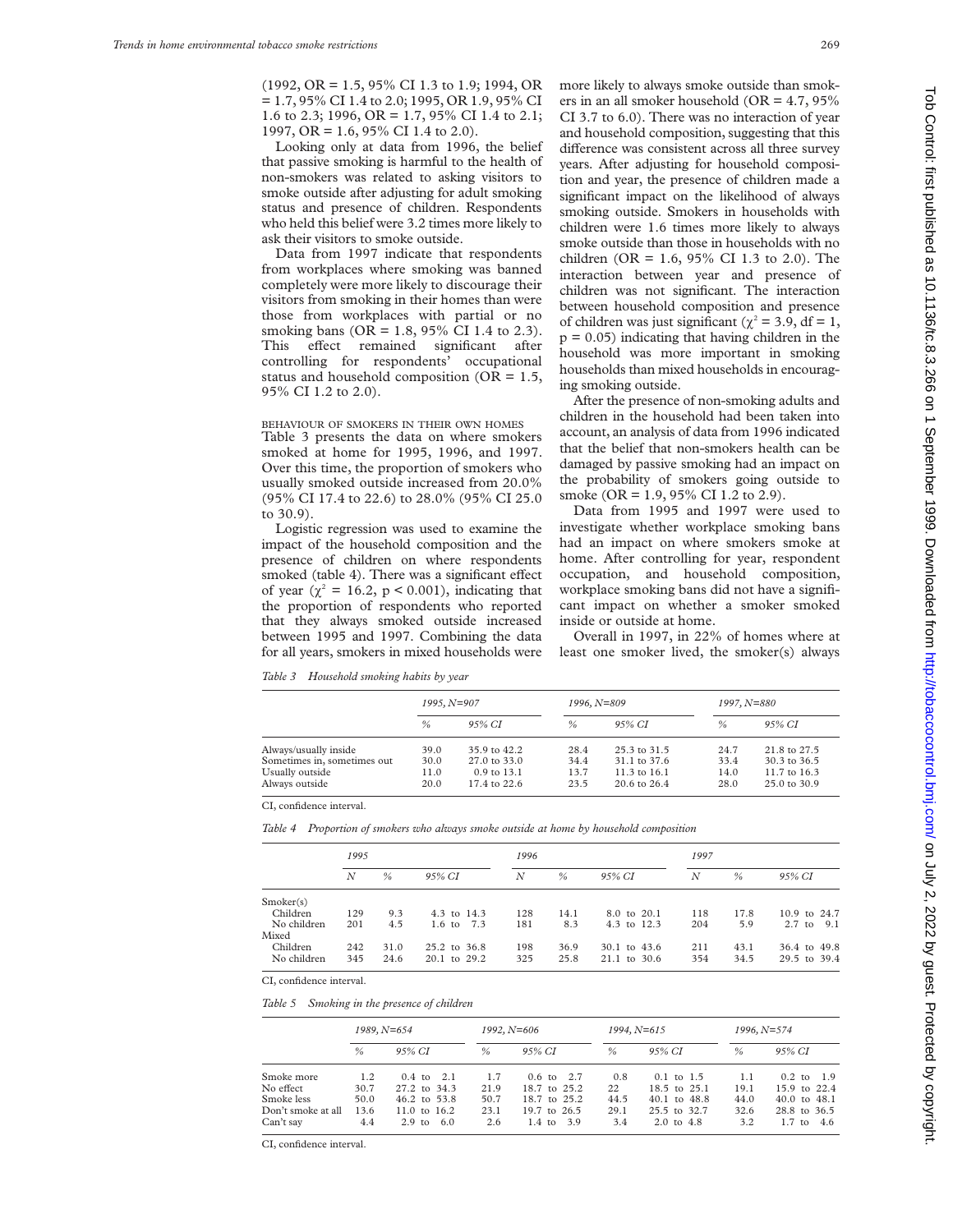(1992, OR = 1.5, 95% CI 1.3 to 1.9; 1994, OR = 1.7, 95% CI 1.4 to 2.0; 1995, OR 1.9, 95% CI 1.6 to 2.3; 1996, OR = 1.7, 95% CI 1.4 to 2.1; 1997, OR = 1.6, 95% CI 1.4 to 2.0).

Looking only at data from 1996, the belief that passive smoking is harmful to the health of non-smokers was related to asking visitors to smoke outside after adjusting for adult smoking status and presence of children. Respondents who held this belief were 3.2 times more likely to ask their visitors to smoke outside.

Data from 1997 indicate that respondents from workplaces where smoking was banned completely were more likely to discourage their visitors from smoking in their homes than were those from workplaces with partial or no smoking bans (OR = 1.8, 95% CI 1.4 to 2.3). This effect remained significant after controlling for respondents' occupational status and household composition (OR = 1.5, 95% CI 1.2 to 2.0).

### BEHAVIOUR OF SMOKERS IN THEIR OWN HOMES

Table 3 presents the data on where smokers smoked at home for 1995, 1996, and 1997. Over this time, the proportion of smokers who usually smoked outside increased from 20.0% (95% CI 17.4 to 22.6) to 28.0% (95% CI 25.0 to 30.9).

Logistic regression was used to examine the impact of the household composition and the presence of children on where respondents smoked (table 4). There was a significant effect of year ($\chi^2 = 16.2$, $p < 0.001$), indicating that the proportion of respondents who reported that they always smoked outside increased between 1995 and 1997. Combining the data for all years, smokers in mixed households were more likely to always smoke outside than smokers in an all smoker household (OR = 4.7, 95% CI 3.7 to 6.0). There was no interaction of year and household composition, suggesting that this difference was consistent across all three survey years. After adjusting for household composition and year, the presence of children made a significant impact on the likelihood of always smoking outside. Smokers in households with children were 1.6 times more likely to always smoke outside than those in households with no children (OR = 1.6, 95% CI 1.3 to 2.0). The interaction between year and presence of children was not significant. The interaction between household composition and presence of children was just significant ($\chi^2 = 3.9$, df = 1, $p = 0.05$) indicating that having children in the household was more important in smoking households than mixed households in encouraging smoking outside.

After the presence of non-smoking adults and children in the household had been taken into account, an analysis of data from 1996 indicated that the belief that non-smokers health can be damaged by passive smoking had an impact on the probability of smokers going outside to smoke (OR = 1.9, 95% CI 1.2 to 2.9).

Data from 1995 and 1997 were used to investigate whether workplace smoking bans had an impact on where smokers smoke at home. After controlling for year, respondent occupation, and household composition, workplace smoking bans did not have a significant impact on whether a smoker smoked inside or outside at home.

Overall in 1997, in 22% of homes where at least one smoker lived, the smoker(s) always

*Table 3 Household smoking habits by year*

| | 1995, N=907 | | 1996, N=809 | | 1997, N=880 | |
|---|---|---|---|---|---|---|
| | % | 95% CI | % | 95% CI | % | 95% CI |
| Always/usually inside | 39.0 | 35.9 to 42.2 | 28.4 | 25.3 to 31.5 | 24.7 | 21.8 to 27.5 |
| Sometimes in, sometimes out | 30.0 | 27.0 to 33.0 | 34.4 | 31.1 to 37.6 | 33.4 | 30.3 to 36.5 |
| Usually outside | 11.0 | 0.9 to 13.1 | 13.7 | 11.3 to 16.1 | 14.0 | 11.7 to 16.3 |
| Always outside | 20.0 | 17.4 to 22.6 | 23.5 | 20.6 to 26.4 | 28.0 | 25.0 to 30.9 |

CI, confidence interval.

*Table 4 Proportion of smokers who always smoke outside at home by household composition*

| | 1995 | | | 1996 | | | 1997 | | |
|---|---|---|---|---|---|---|---|---|---|
| | N | % | 95% CI | N | % | 95% CI | N | % | 95% CI |
| Smoker(s) | | | | | | | | | |
| Children | 129 | 9.3 | 4.3 to 14.3 | 128 | 14.1 | 8.0 to 20.1 | 118 | 17.8 | 10.9 to 24.7 |
| No children | 201 | 4.5 | 1.6 to 7.3 | 181 | 8.3 | 4.3 to 12.3 | 204 | 5.9 | 2.7 to 9.1 |
| Mixed | | | | | | | | | |
| Children | 242 | 31.0 | 25.2 to 36.8 | 198 | 36.9 | 30.1 to 43.6 | 211 | 43.1 | 36.4 to 49.8 |
| No children | 345 | 24.6 | 20.1 to 29.2 | 325 | 25.8 | 21.1 to 30.6 | 354 | 34.5 | 29.5 to 39.4 |

CI, confidence interval.

*Table 5 Smoking in the presence of children*

| | 1989, N=654 | | 1992, N=606 | | 1994, N=615 | | 1996, N=574 | |
|---|---|---|---|---|---|---|---|---|
| | % | 95% CI | % | 95% CI | % | 95% CI | % | 95% CI |
| Smoke more | 1.2 | 0.4 to 2.1 | 1.7 | 0.6 to 2.7 | 0.8 | 0.1 to 1.5 | 1.1 | 0.2 to 1.9 |
| No effect | 30.7 | 27.2 to 34.3 | 21.9 | 18.7 to 25.2 | 22 | 18.5 to 25.1 | 19.1 | 15.9 to 22.4 |
| Smoke less | 50.0 | 46.2 to 53.8 | 50.7 | 18.7 to 25.2 | 44.5 | 40.1 to 48.8 | 44.0 | 40.0 to 48.1 |
| Don't smoke at all | 13.6 | 11.0 to 16.2 | 23.1 | 19.7 to 26.5 | 29.1 | 25.5 to 32.7 | 32.6 | 28.8 to 36.5 |
| Can't say | 4.4 | 2.9 to 6.0 | 2.6 | 1.4 to 3.9 | 3.4 | 2.0 to 4.8 | 3.2 | 1.7 to 4.6 |

CI, confidence interval.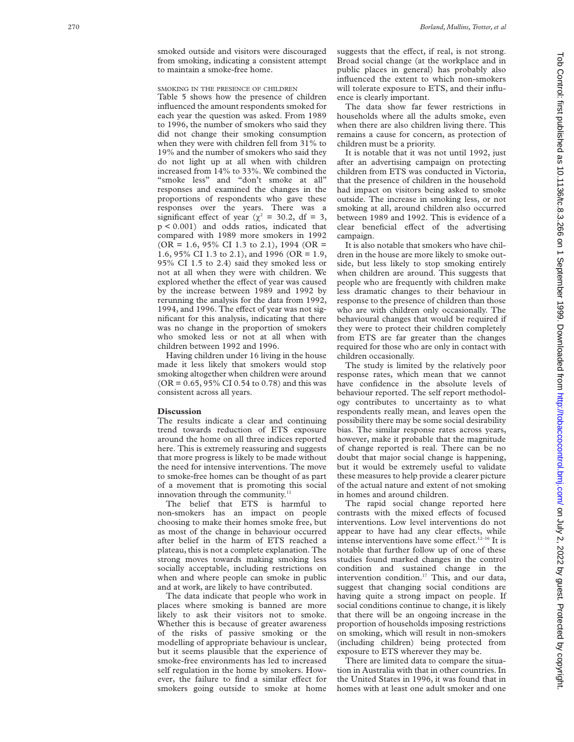smoked outside and visitors were discouraged from smoking, indicating a consistent attempt to maintain a smoke-free home.

### SMOKING IN THE PRESENCE OF CHILDREN

Table 5 shows how the presence of children influenced the amount respondents smoked for each year the question was asked. From 1989 to 1996, the number of smokers who said they did not change their smoking consumption when they were with children fell from 31% to 19% and the number of smokers who said they do not light up at all when with children increased from 14% to 33%. We combined the "smoke less" and "don't smoke at all" responses and examined the changes in the proportions of respondents who gave these responses over the years. There was a significant effect of year ($\chi^2 = 30.2$, df = 3, $p < 0.001$) and odds ratios, indicated that compared with 1989 more smokers in 1992 (OR = 1.6, 95% CI 1.3 to 2.1), 1994 (OR = 1.6, 95% CI 1.3 to 2.1), and 1996 (OR = 1.9, 95% CI 1.5 to 2.4) said they smoked less or not at all when they were with children. We explored whether the effect of year was caused by the increase between 1989 and 1992 by rerunning the analysis for the data from 1992, 1994, and 1996. The effect of year was not significant for this analysis, indicating that there was no change in the proportion of smokers who smoked less or not at all when with children between 1992 and 1996.

Having children under 16 living in the house made it less likely that smokers would stop smoking altogether when children were around (OR = 0.65, 95% CI 0.54 to 0.78) and this was consistent across all years.

## Discussion

The results indicate a clear and continuing trend towards reduction of ETS exposure around the home on all three indices reported here. This is extremely reassuring and suggests that more progress is likely to be made without the need for intensive interventions. The move to smoke-free homes can be thought of as part of a movement that is promoting this social innovation through the community.[11]

The belief that ETS is harmful to non-smokers has an impact on people choosing to make their homes smoke free, but as most of the change in behaviour occurred after belief in the harm of ETS reached a plateau, this is not a complete explanation. The strong moves towards making smoking less socially acceptable, including restrictions on when and where people can smoke in public and at work, are likely to have contributed.

The data indicate that people who work in places where smoking is banned are more likely to ask their visitors not to smoke. Whether this is because of greater awareness of the risks of passive smoking or the modelling of appropriate behaviour is unclear, but it seems plausible that the experience of smoke-free environments has led to increased self regulation in the home by smokers. However, the failure to find a similar effect for smokers going outside to smoke at home suggests that the effect, if real, is not strong. Broad social change (at the workplace and in public places in general) has probably also influenced the extent to which non-smokers will tolerate exposure to ETS, and their influence is clearly important.

The data show far fewer restrictions in households where all the adults smoke, even when there are also children living there. This remains a cause for concern, as protection of children must be a priority.

It is notable that it was not until 1992, just after an advertising campaign on protecting children from ETS was conducted in Victoria, that the presence of children in the household had impact on visitors being asked to smoke outside. The increase in smoking less, or not smoking at all, around children also occurred between 1989 and 1992. This is evidence of a clear beneficial effect of the advertising campaign.

It is also notable that smokers who have children in the house are more likely to smoke outside, but less likely to stop smoking entirely when children are around. This suggests that people who are frequently with children make less dramatic changes to their behaviour in response to the presence of children than those who are with children only occasionally. The behavioural changes that would be required if they were to protect their children completely from ETS are far greater than the changes required for those who are only in contact with children occasionally.

The study is limited by the relatively poor response rates, which mean that we cannot have confidence in the absolute levels of behaviour reported. The self report methodology contributes to uncertainty as to what respondents really mean, and leaves open the possibility there may be some social desirability bias. The similar response rates across years, however, make it probable that the magnitude of change reported is real. There can be no doubt that major social change is happening, but it would be extremely useful to validate these measures to help provide a clearer picture of the actual nature and extent of not smoking in homes and around children.

The rapid social change reported here contrasts with the mixed effects of focused interventions. Low level interventions do not appear to have had any clear effects, while intense interventions have some effect.[12–16] It is notable that further follow up of one of these studies found marked changes in the control condition and sustained change in the intervention condition.[17] This, and our data, suggest that changing social conditions are having quite a strong impact on people. If social conditions continue to change, it is likely that there will be an ongoing increase in the proportion of households imposing restrictions on smoking, which will result in non-smokers (including children) being protected from exposure to ETS wherever they may be.

There are limited data to compare the situation in Australia with that in other countries. In the United States in 1996, it was found that in homes with at least one adult smoker and one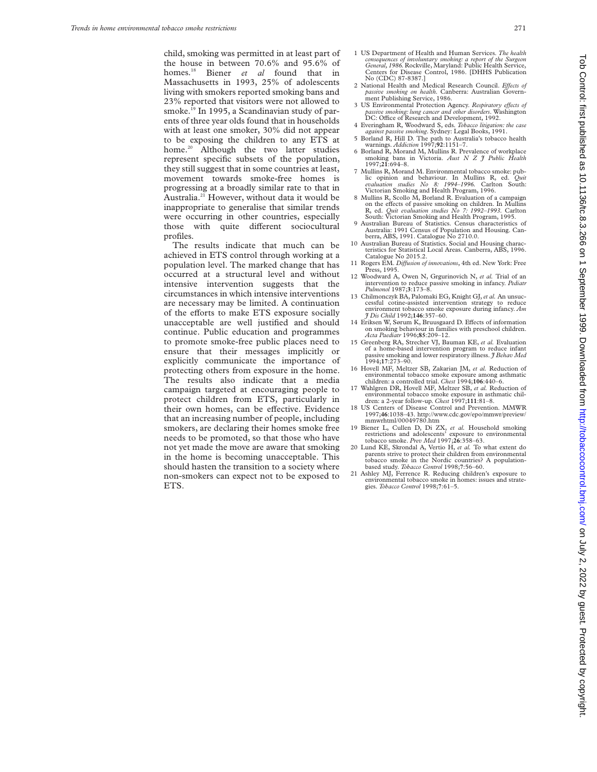child, smoking was permitted in at least part of the house in between 70.6% and 95.6% of homes.[18] Biener *et al* found that in Massachusetts in 1993, 25% of adolescents living with smokers reported smoking bans and 23% reported that visitors were not allowed to smoke.[19] In 1995, a Scandinavian study of parents of three year olds found that in households with at least one smoker, 30% did not appear to be exposing the children to any ETS at home.[20] Although the two latter studies represent specific subsets of the population, they still suggest that in some countries at least, movement towards smoke-free homes is progressing at a broadly similar rate to that in Australia.[21] However, without data it would be inappropriate to generalise that similar trends were occurring in other countries, especially those with quite different sociocultural profiles.

The results indicate that much can be achieved in ETS control through working at a population level. The marked change that has occurred at a structural level and without intensive intervention suggests that the circumstances in which intensive interventions are necessary may be limited. A continuation of the efforts to make ETS exposure socially unacceptable are well justified and should continue. Public education and programmes to promote smoke-free public places need to ensure that their messages implicitly or explicitly communicate the importance of protecting others from exposure in the home. The results also indicate that a media campaign targeted at encouraging people to protect children from ETS, particularly in their own homes, can be effective. Evidence that an increasing number of people, including smokers, are declaring their homes smoke free needs to be promoted, so that those who have not yet made the move are aware that smoking in the home is becoming unacceptable. This should hasten the transition to a society where non-smokers can expect not to be exposed to ETS.

1 US Department of Health and Human Services. *The health consequences of involuntary smoking: a report of the Surgeon General, 1986.* Rockville, Maryland: Public Health Service, Centers for Disease Control, 1986. [DHHS Publication No (CDC) 87-8387.]
2 National Health and Medical Research Council. *Effects of passive smoking on health*. Canberra: Australian Government Publishing Service, 1986.
3 US Environmental Protection Agency. *Respiratory effects of passive smoking: lung cancer and other disorders*. Washington DC: Office of Research and Development, 1992.
4 Everingham R, Woodward S, eds. *Tobacco litigation: the case against passive smoking*. Sydney: Legal Books, 1991.
5 Borland R, Hill D. The path to Australia's tobacco health warnings. *Addiction* 1997;**92**:1151–7.
6 Borland R, Morand M, Mullins R. Prevalence of workplace smoking bans in Victoria. *Aust N Z J Public Health* 1997;**21**:694–8.
7 Mullins R, Morand M. Environmental tobacco smoke: public opinion and behaviour. In Mullins R, ed. *Quit evaluation studies No 8: 1994–1996.* Carlton South: Victorian Smoking and Health Program, 1996.
8 Mullins R, Scollo M, Borland R. Evaluation of a campaign on the effects of passive smoking on children. In Mullins R, ed. *Quit evaluation studies No 7: 1992–1993.* Carlton South: Victorian Smoking and Health Program, 1995.
9 Australian Bureau of Statistics. Census characteristics of Australia: 1991 Census of Population and Housing. Canberra, ABS, 1991. Catalogue No 2710.0.
10 Australian Bureau of Statistics. Social and Housing characteristics for Statistical Local Areas. Canberra, ABS, 1996. Catalogue No 2015.2.
11 Rogers EM. *Diffusion of innovations*, 4th ed. New York: Free Press, 1995.
12 Woodward A, Owen N, Grgurinovich N, *et al.* Trial of an intervention to reduce passive smoking in infancy. *Pediatr Pulmonol* 1987;**3**:173–8.
13 Chilmonczyk BA, Palomaki EG, Knight GJ, *et al.* An unsuccessful cotine-assisted intervention strategy to reduce environment tobacco smoke exposure during infancy. *Am J Dis Child* 1992;**146**:357–60.
14 Eriksen W, Sørum K, Bruusgaard D. Effects of information on smoking behaviour in families with preschool children. *Acta Paediatr* 1996;**85**:209–12.
15 Greenberg RA, Strecher VJ, Bauman KE, *et al.* Evaluation of a home-based intervention program to reduce infant passive smoking and lower respiratory illness. *J Behav Med* 1994;**17**:273–90.
16 Hovell MF, Meltzer SB, Zakarian JM, *et al.* Reduction of environmental tobacco smoke exposure among asthmatic children: a controlled trial. *Chest* 1994;**106**:440–6.
17 Wahlgren DR, Hovell MF, Meltzer SB, *et al.* Reduction of environmental tobacco smoke exposure in asthmatic children: a 2-year follow-up. *Chest* 1997;**111**:81–8.
18 US Centers of Disease Control and Prevention. MMWR 1997;**46**:1038–43. http://www.cdc.gov/epo/mmwr/preview/mmwrhtml/00049780.htm
19 Biener L, Cullen D, Di ZX, *et al.* Household smoking restrictions and adolescents' exposure to environmental tobacco smoke. *Prev Med* 1997;**26**:358–63.
20 Lund KE, Skrondal A, Vertio H, *et al.* To what extent do parents strive to protect their children from environmental tobacco smoke in the Nordic countries? A population-based study. *Tobacco Control* 1998;**7**:56–60.
21 Ashley MJ, Ferrence R. Reducing children's exposure to environmental tobacco smoke in homes: issues and strategies. *Tobacco Control* 1998;**7**:61–5.